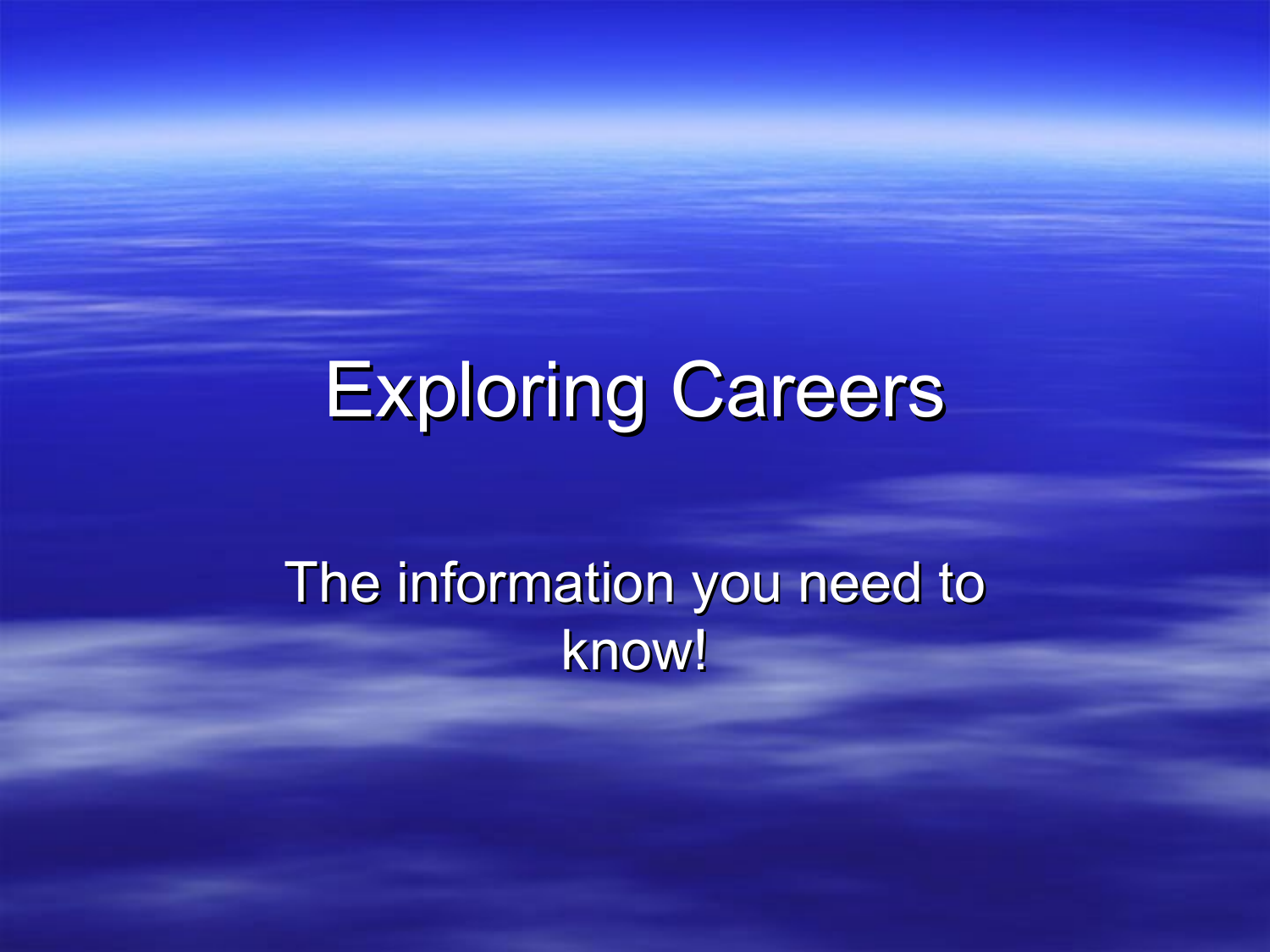# Exploring Careers

The information you need to know!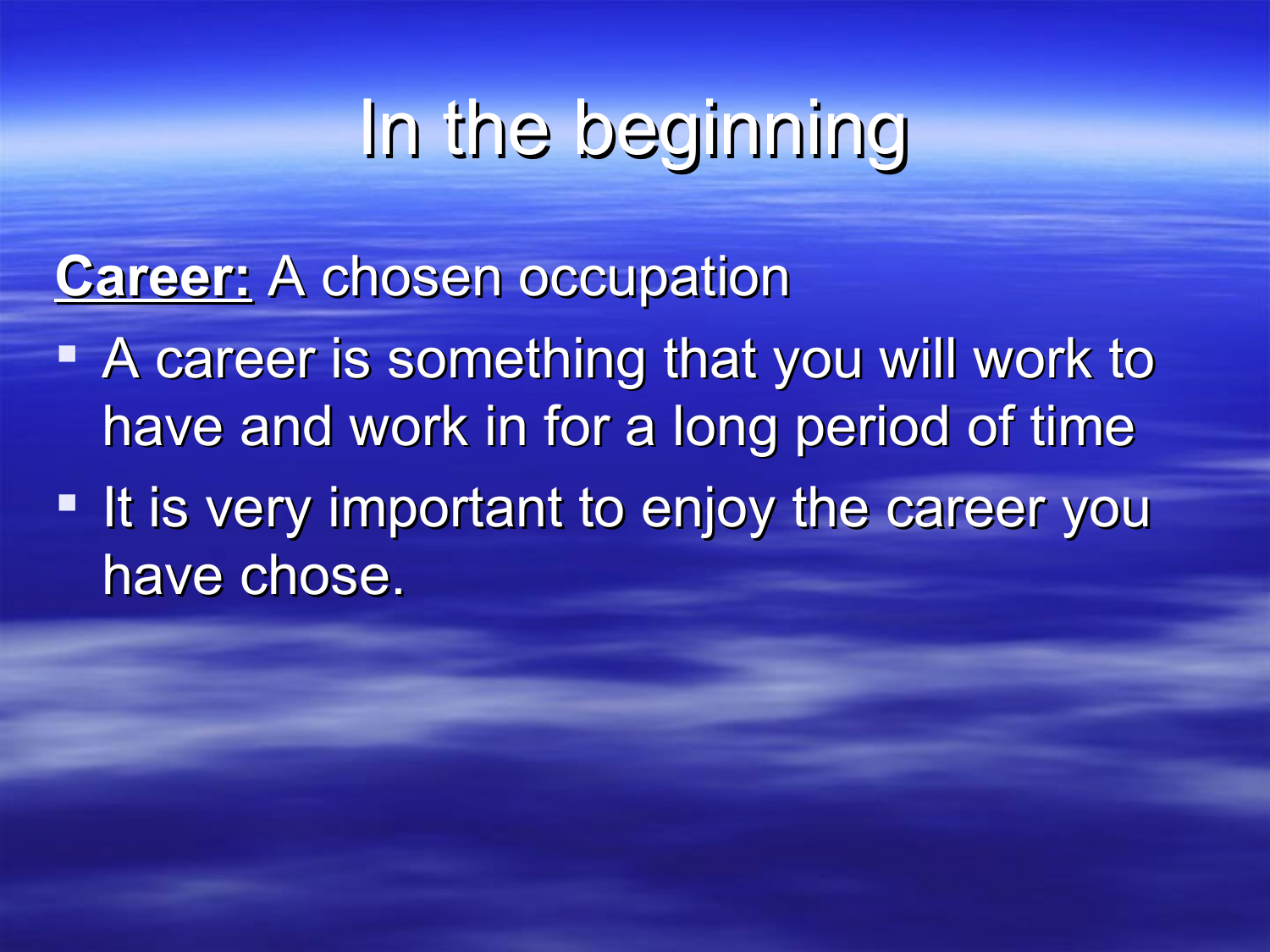# In the beginning

**<u>Career:</u>** A chosen occupation

- A career is something that you will work to have and work in for a long period of time
- It is very important to enjoy the career you have chose.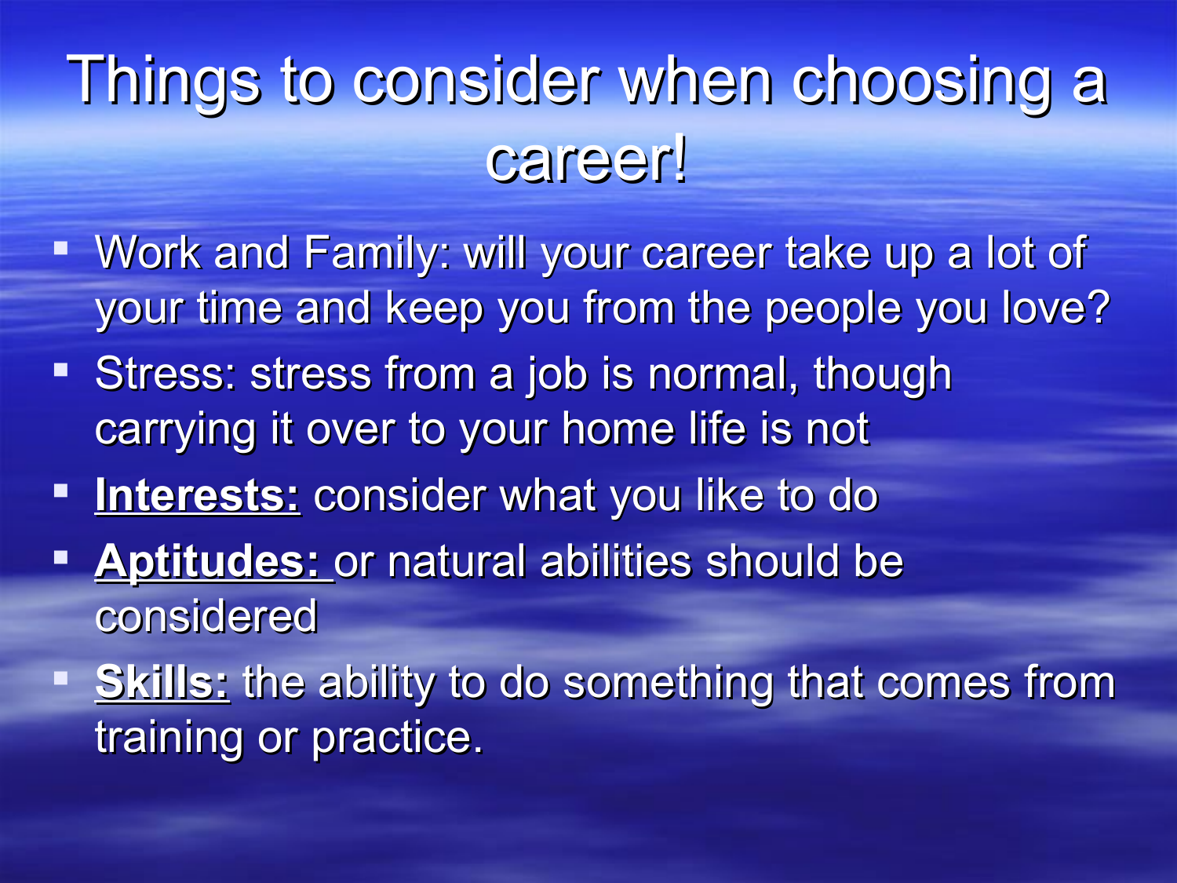# Things to consider when choosing a career!

- Work and Family: will your career take up a lot of your time and keep you from the people you love?
- Stress: stress from a job is normal, though carrying it over to your home life is not
- **Interests:** consider what you like to do
- **Aptitudes:** or natural abilities should be considered
- **Skills:** the ability to do something that comes from training or practice.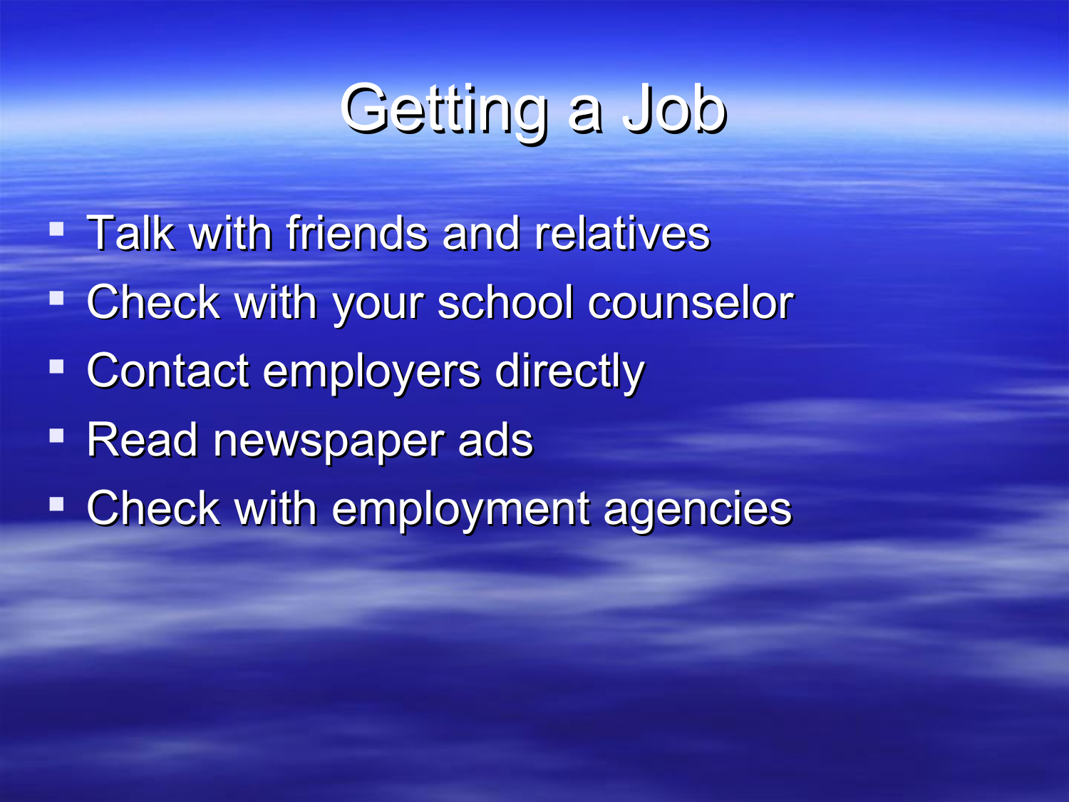# Getting a Job

- Talk with friends and relatives
- Check with your school counselor
- Contact employers directly
- Read newspaper ads
- Check with employment agencies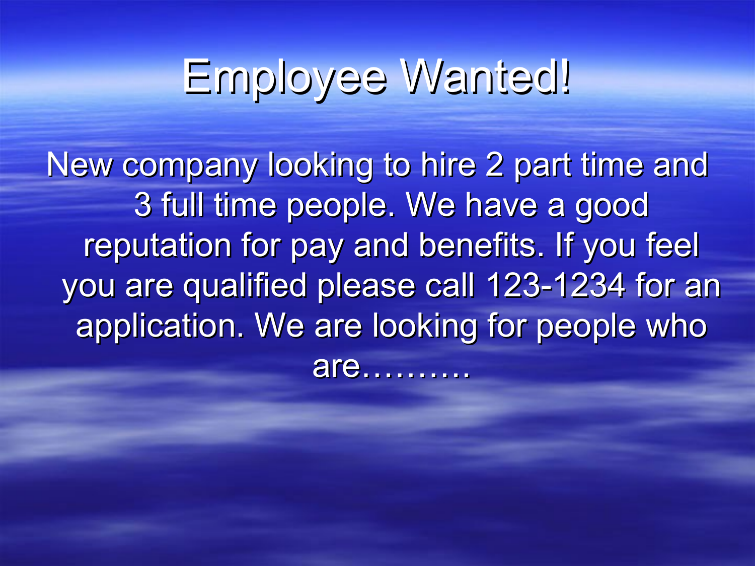# Employee Wanted!

New company looking to hire 2 part time and 3 full time people. We have a good reputation for pay and benefits. If you feel you are qualified please call 123-1234 for an application. We are looking for people who are……….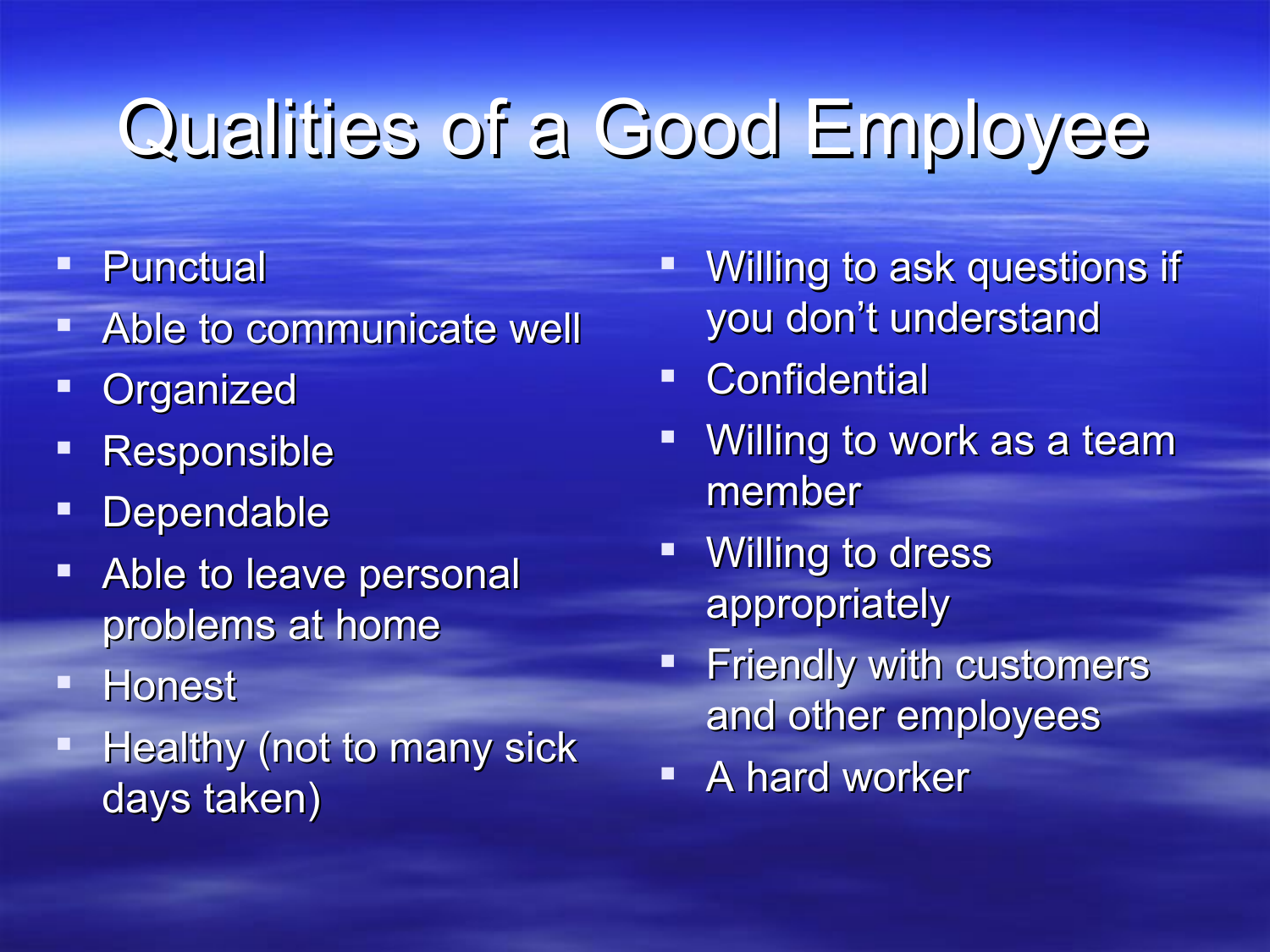# Qualities of a Good Employee

- Punctual
- Able to communicate well
- Organized
- Responsible
- Dependable
- Able to leave personal problems at home
- Honest
- Healthy (not to many sick days taken)
- Willing to ask questions if you don't understand
- Confidential
- Willing to work as a team member
- Willing to dress appropriately
- Friendly with customers and other employees
- A hard worker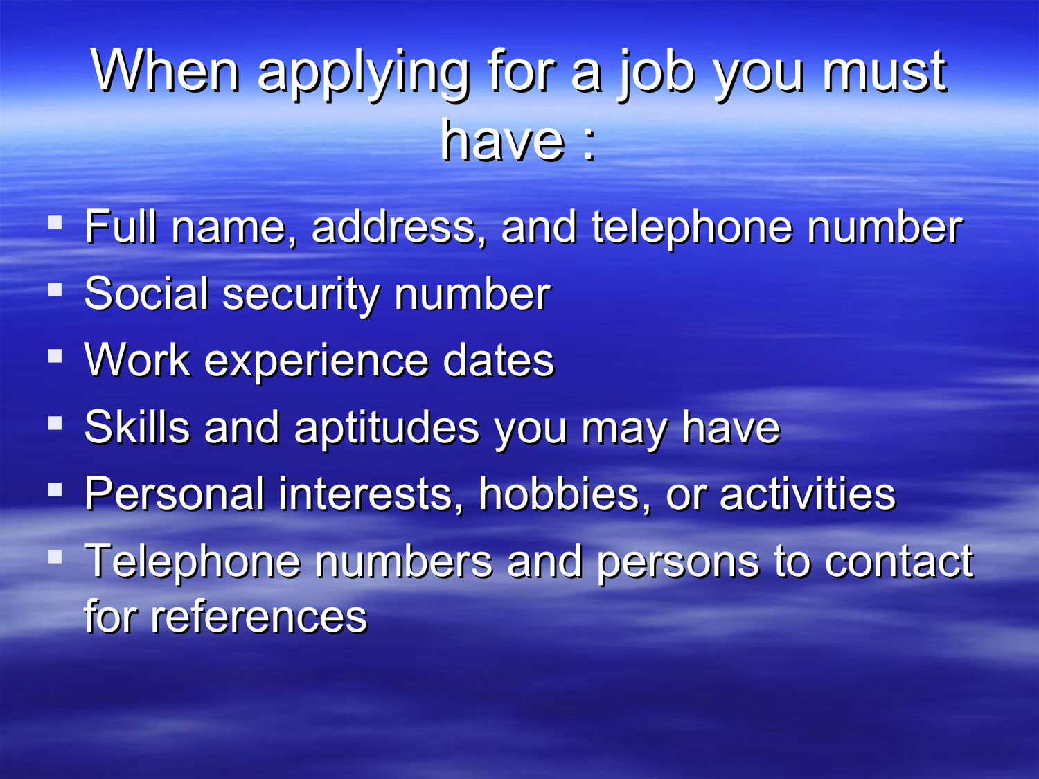# When applying for a job you must have :

- Full name, address, and telephone number
- Social security number
- Work experience dates
- Skills and aptitudes you may have
- Personal interests, hobbies, or activities
- Telephone numbers and persons to contact for references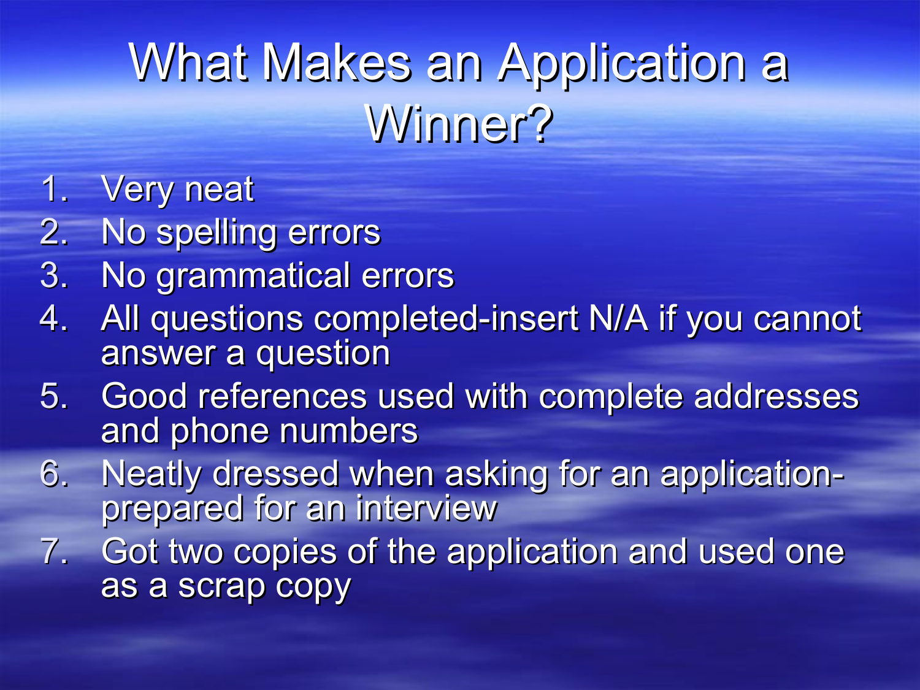# What Makes an Application a Winner?

1. Very neat
2. No spelling errors
3. No grammatical errors
4. All questions completed-insert N/A if you cannot answer a question
5. Good references used with complete addresses and phone numbers
6. Neatly dressed when asking for an application-prepared for an interview
7. Got two copies of the application and used one as a scrap copy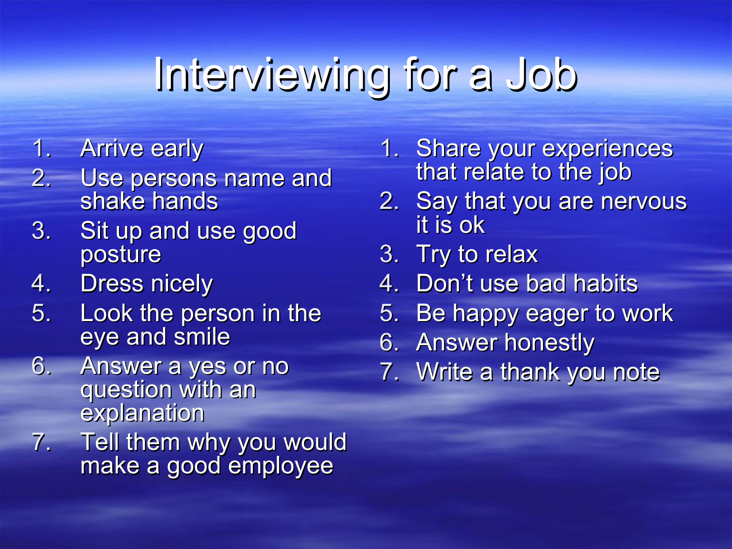# Interviewing for a Job

1. Arrive early
2. Use persons name and shake hands
3. Sit up and use good posture
4. Dress nicely
5. Look the person in the eye and smile
6. Answer a yes or no question with an explanation
7. Tell them why you would make a good employee

1. Share your experiences that relate to the job
2. Say that you are nervous it is ok
3. Try to relax
4. Don't use bad habits
5. Be happy eager to work
6. Answer honestly
7. Write a thank you note